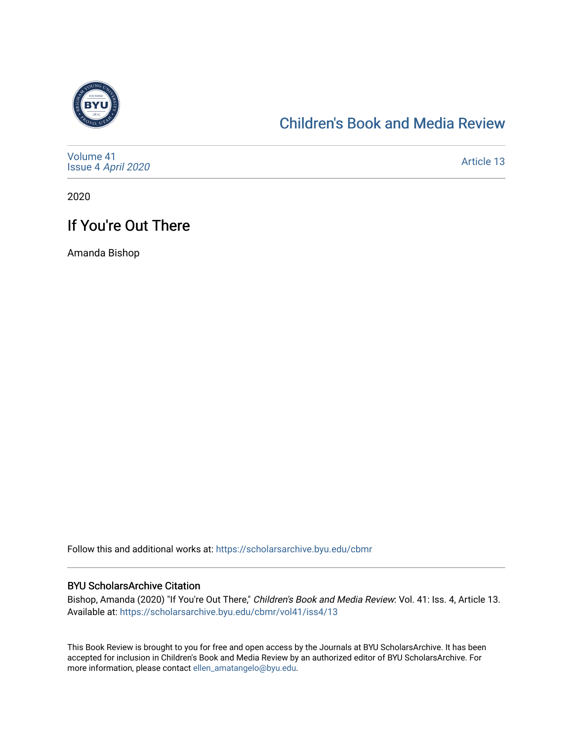Children's Book and Media Review

Volume 41
Issue 4 *April 2020*

Article 13

2020

# If You're Out There

Amanda Bishop

Follow this and additional works at: https://scholarsarchive.byu.edu/cbmr

## BYU ScholarsArchive Citation

Bishop, Amanda (2020) "If You're Out There," *Children's Book and Media Review*: Vol. 41: Iss. 4, Article 13.
Available at: https://scholarsarchive.byu.edu/cbmr/vol41/iss4/13

This Book Review is brought to you for free and open access by the Journals at BYU ScholarsArchive. It has been accepted for inclusion in Children's Book and Media Review by an authorized editor of BYU ScholarsArchive. For more information, please contact ellen_amatangelo@byu.edu.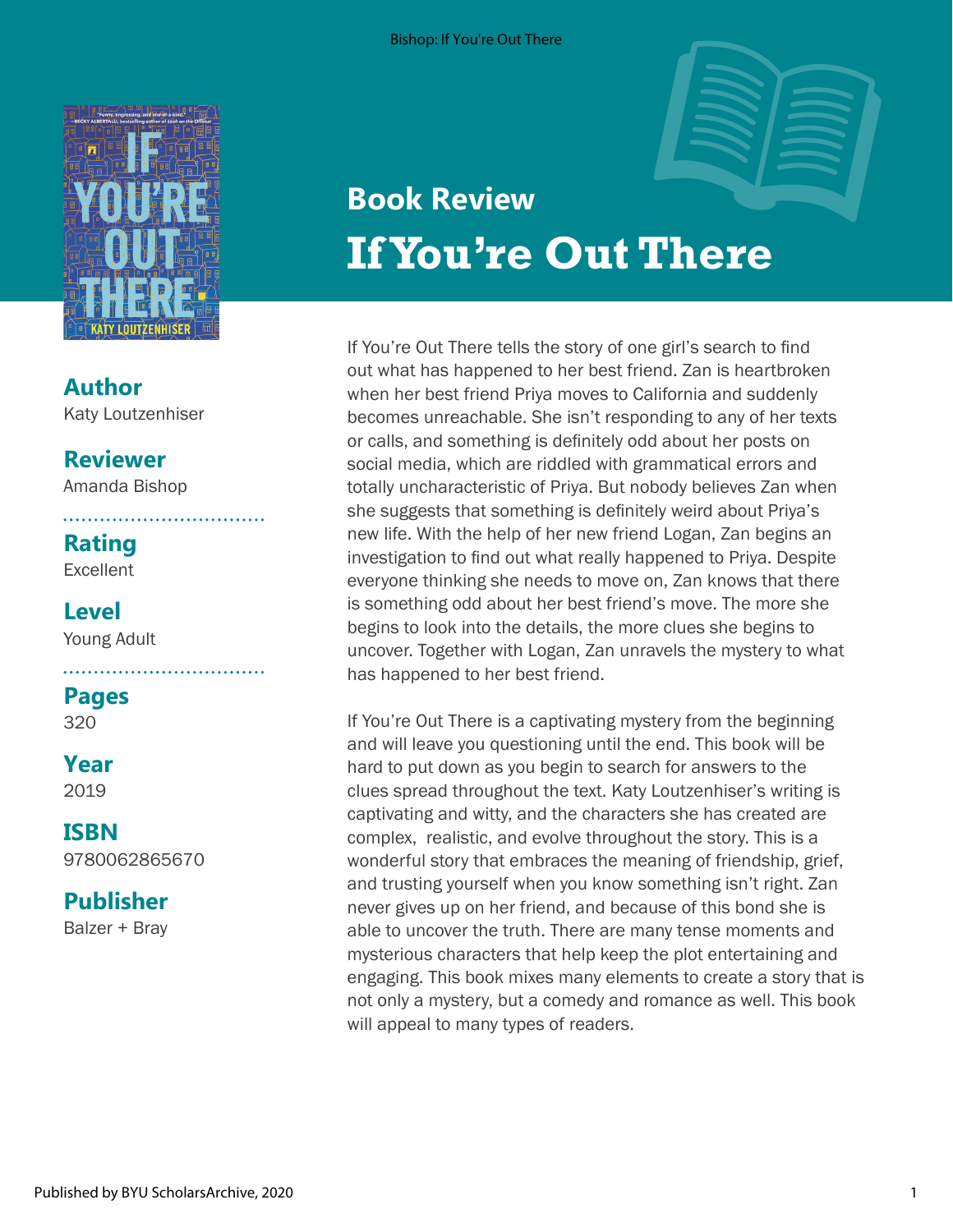## Book Review

# If You're Out There

**Author**
Katy Loutzenhiser

**Reviewer**
Amanda Bishop

**Rating**
Excellent

**Level**
Young Adult

**Pages**
320

**Year**
2019

**ISBN**
9780062865670

**Publisher**
Balzer + Bray

If You're Out There tells the story of one girl's search to find out what has happened to her best friend. Zan is heartbroken when her best friend Priya moves to California and suddenly becomes unreachable. She isn't responding to any of her texts or calls, and something is definitely odd about her posts on social media, which are riddled with grammatical errors and totally uncharacteristic of Priya. But nobody believes Zan when she suggests that something is definitely weird about Priya's new life. With the help of her new friend Logan, Zan begins an investigation to find out what really happened to Priya. Despite everyone thinking she needs to move on, Zan knows that there is something odd about her best friend's move. The more she begins to look into the details, the more clues she begins to uncover. Together with Logan, Zan unravels the mystery to what has happened to her best friend.

If You're Out There is a captivating mystery from the beginning and will leave you questioning until the end. This book will be hard to put down as you begin to search for answers to the clues spread throughout the text. Katy Loutzenhiser's writing is captivating and witty, and the characters she has created are complex, realistic, and evolve throughout the story. This is a wonderful story that embraces the meaning of friendship, grief, and trusting yourself when you know something isn't right. Zan never gives up on her friend, and because of this bond she is able to uncover the truth. There are many tense moments and mysterious characters that help keep the plot entertaining and engaging. This book mixes many elements to create a story that is not only a mystery, but a comedy and romance as well. This book will appeal to many types of readers.